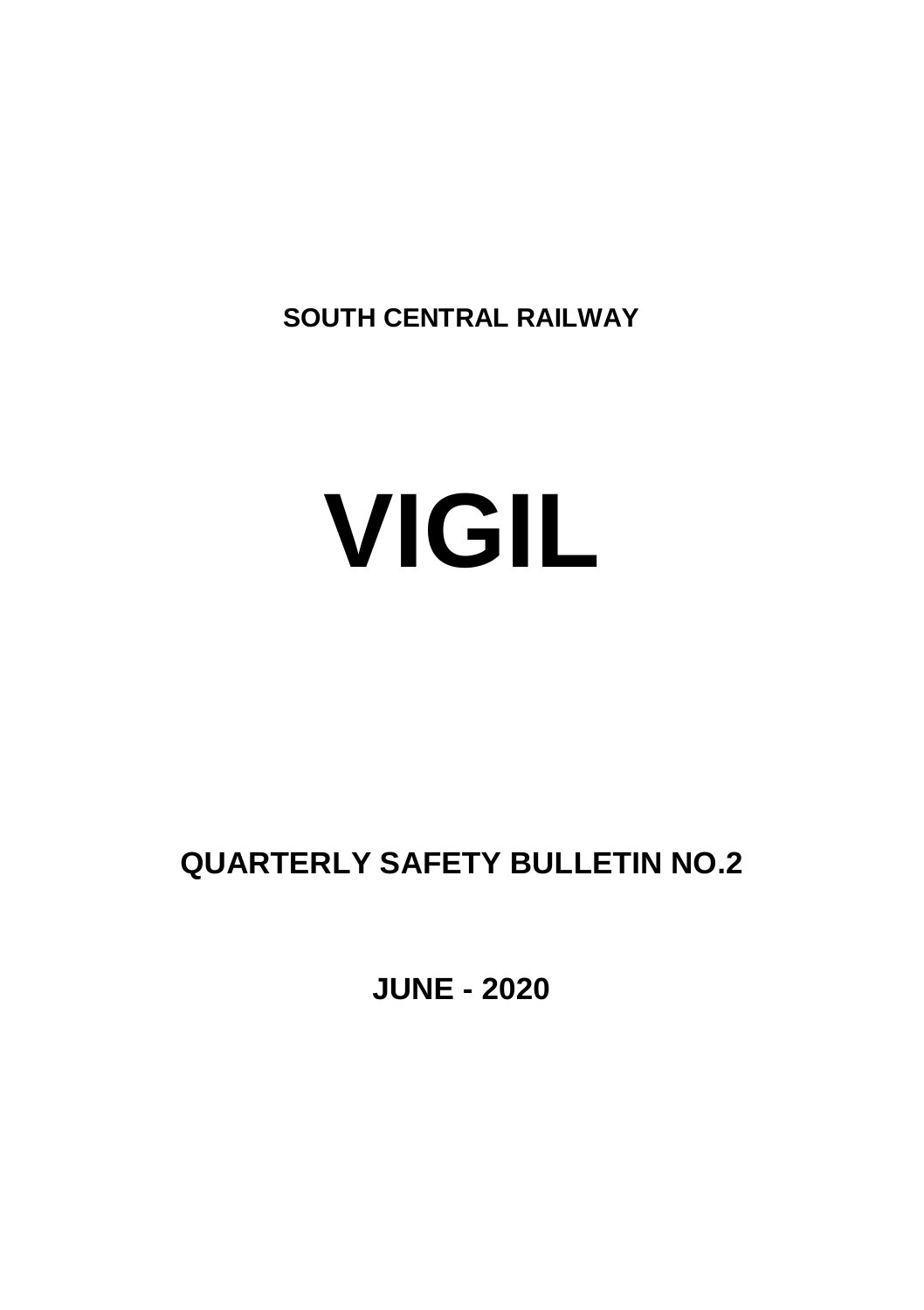**SOUTH CENTRAL RAILWAY**

# VIGIL

## QUARTERLY SAFETY BULLETIN NO.2

**JUNE - 2020**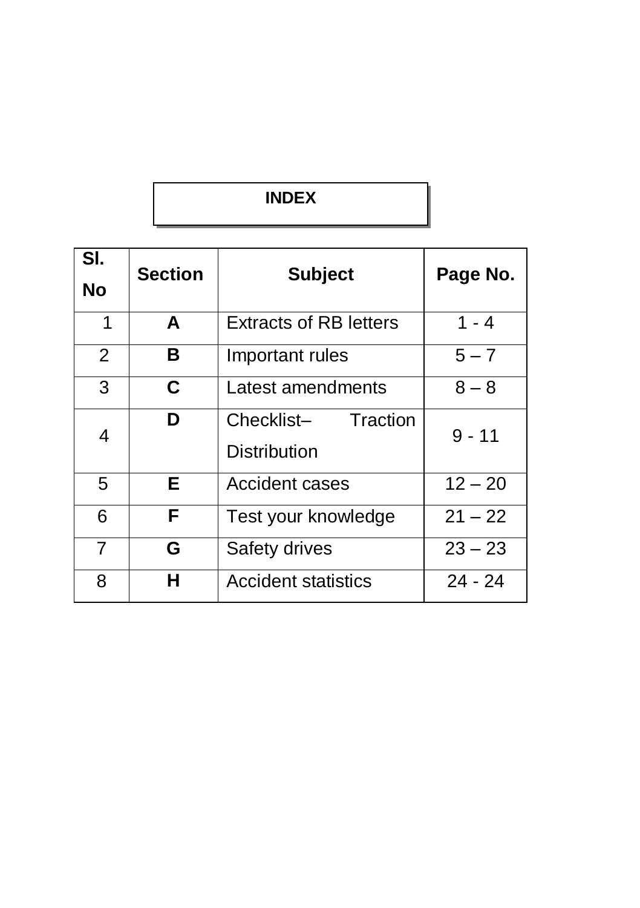# INDEX

| Sl. No | Section | Subject | Page No. |
|---|---|---|---|
| 1 | **A** | Extracts of RB letters | 1 - 4 |
| 2 | **B** | Important rules | 5 – 7 |
| 3 | **C** | Latest amendments | 8 – 8 |
| 4 | **D** | Checklist– Traction Distribution | 9 - 11 |
| 5 | **E** | Accident cases | 12 – 20 |
| 6 | **F** | Test your knowledge | 21 – 22 |
| 7 | **G** | Safety drives | 23 – 23 |
| 8 | **H** | Accident statistics | 24 - 24 |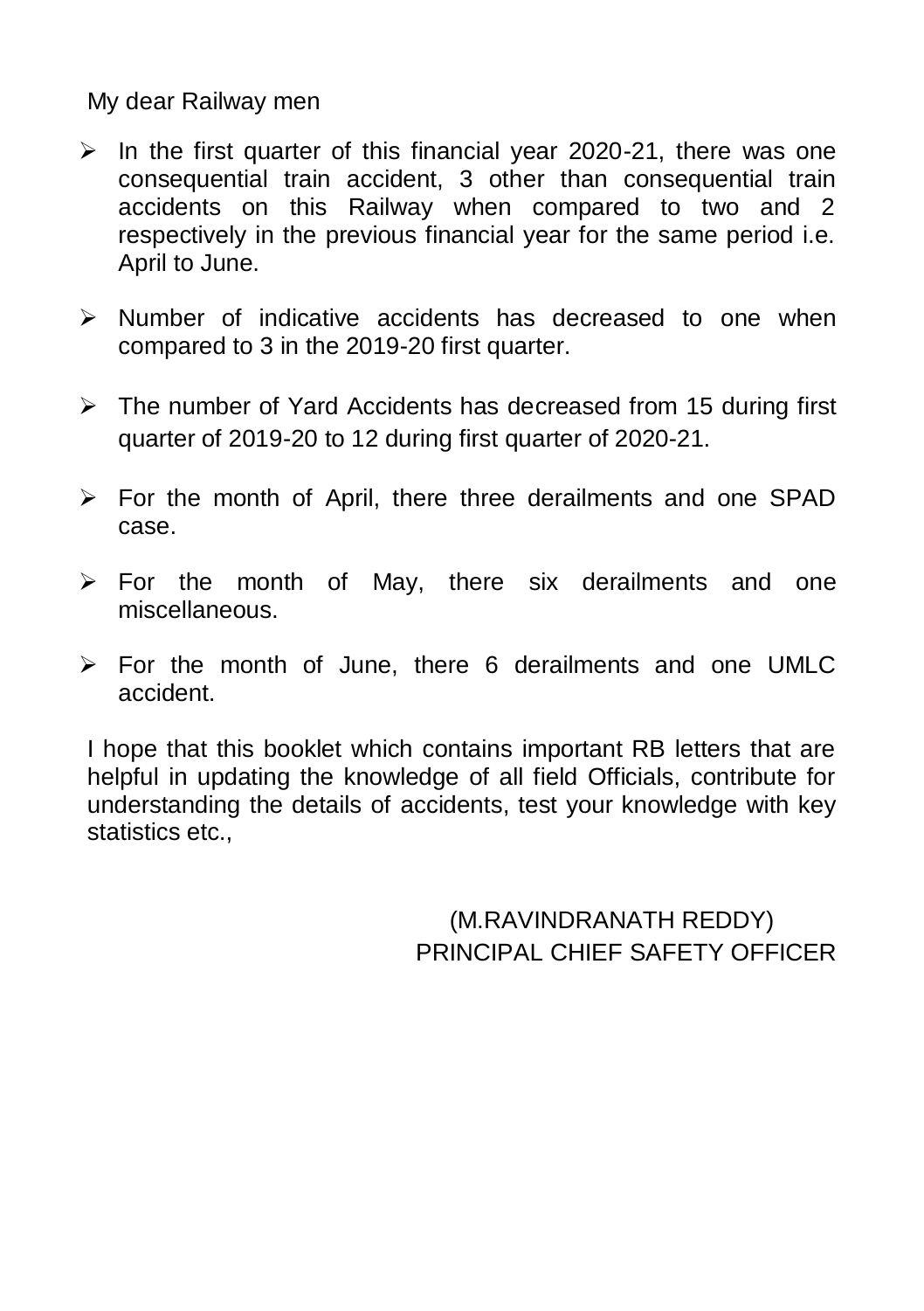My dear Railway men

- In the first quarter of this financial year 2020-21, there was one consequential train accident, 3 other than consequential train accidents on this Railway when compared to two and 2 respectively in the previous financial year for the same period i.e. April to June.
- Number of indicative accidents has decreased to one when compared to 3 in the 2019-20 first quarter.
- The number of Yard Accidents has decreased from 15 during first quarter of 2019-20 to 12 during first quarter of 2020-21.
- For the month of April, there three derailments and one SPAD case.
- For the month of May, there six derailments and one miscellaneous.
- For the month of June, there 6 derailments and one UMLC accident.

I hope that this booklet which contains important RB letters that are helpful in updating the knowledge of all field Officials, contribute for understanding the details of accidents, test your knowledge with key statistics etc.,

(M.RAVINDRANATH REDDY)
PRINCIPAL CHIEF SAFETY OFFICER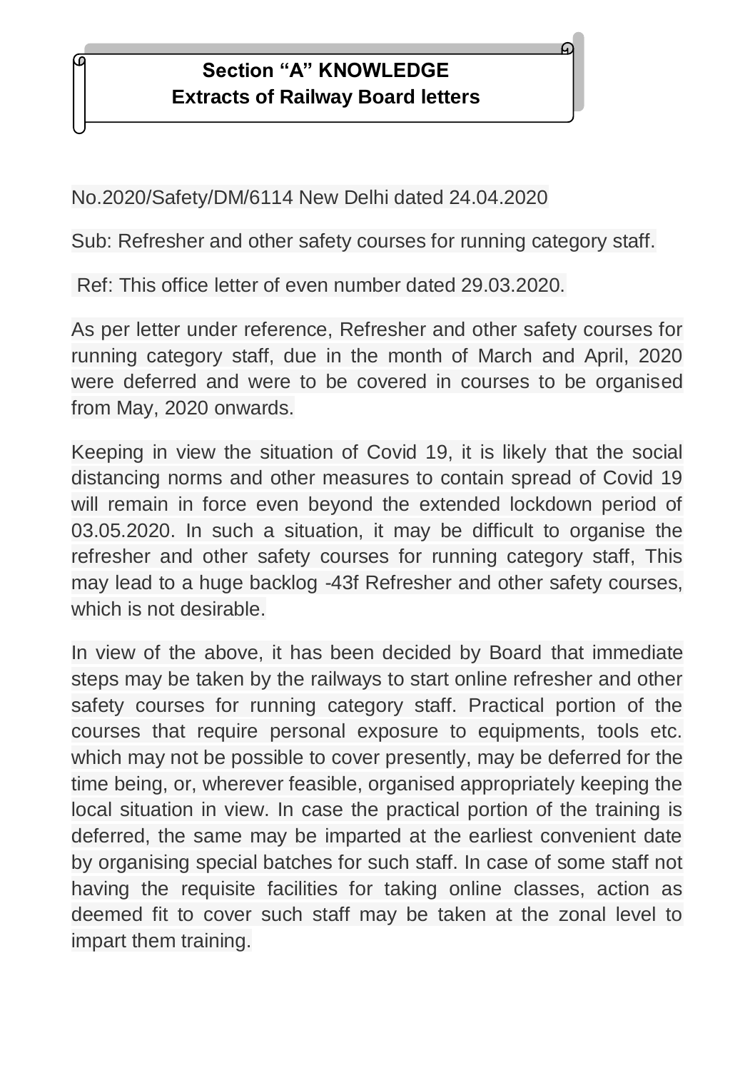# Section "A" KNOWLEDGE
## Extracts of Railway Board letters

No.2020/Safety/DM/6114 New Delhi dated 24.04.2020

Sub: Refresher and other safety courses for running category staff.

Ref: This office letter of even number dated 29.03.2020.

As per letter under reference, Refresher and other safety courses for running category staff, due in the month of March and April, 2020 were deferred and were to be covered in courses to be organised from May, 2020 onwards.

Keeping in view the situation of Covid 19, it is likely that the social distancing norms and other measures to contain spread of Covid 19 will remain in force even beyond the extended lockdown period of 03.05.2020. In such a situation, it may be difficult to organise the refresher and other safety courses for running category staff, This may lead to a huge backlog -43f Refresher and other safety courses, which is not desirable.

In view of the above, it has been decided by Board that immediate steps may be taken by the railways to start online refresher and other safety courses for running category staff. Practical portion of the courses that require personal exposure to equipments, tools etc. which may not be possible to cover presently, may be deferred for the time being, or, wherever feasible, organised appropriately keeping the local situation in view. In case the practical portion of the training is deferred, the same may be imparted at the earliest convenient date by organising special batches for such staff. In case of some staff not having the requisite facilities for taking online classes, action as deemed fit to cover such staff may be taken at the zonal level to impart them training.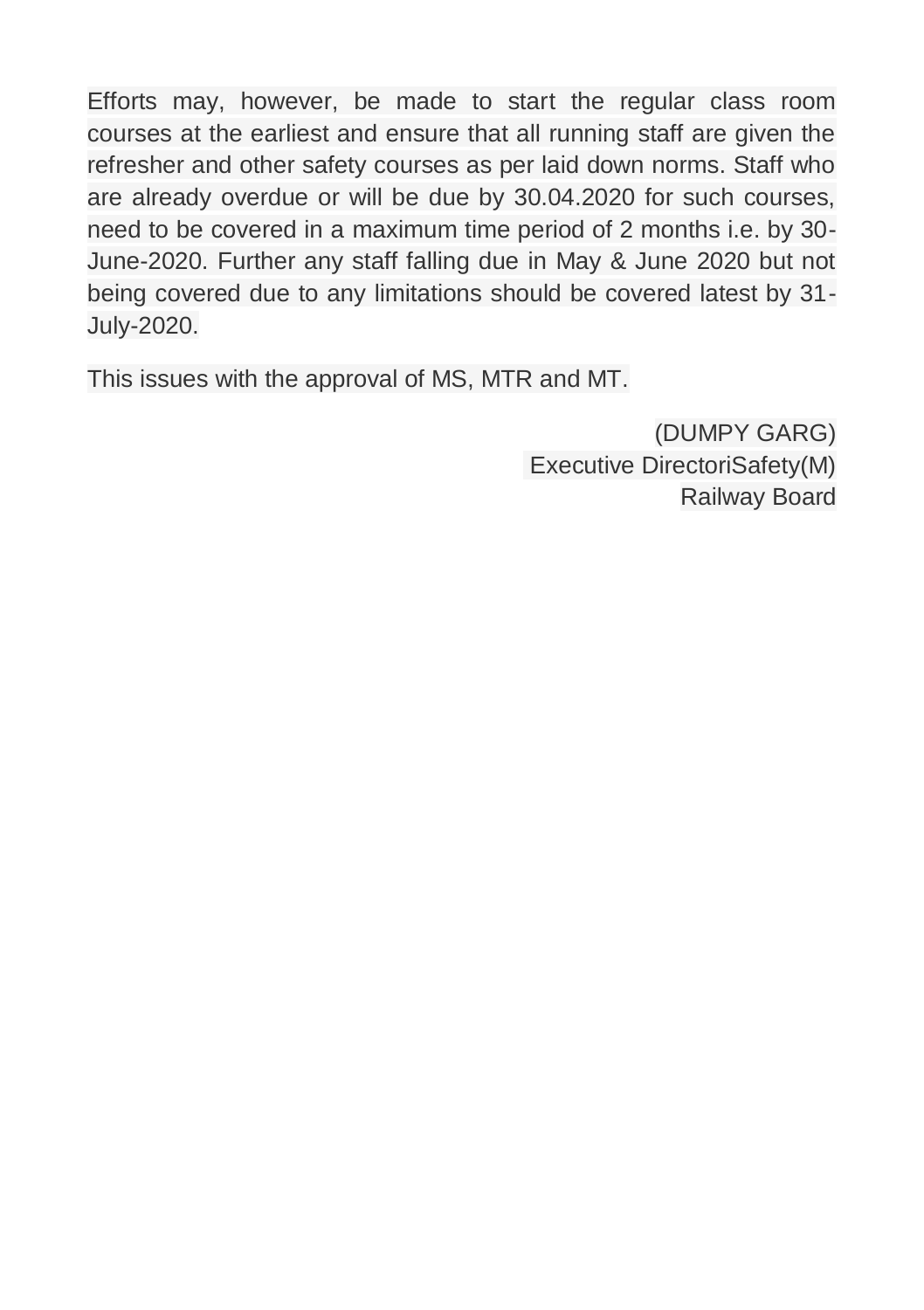Efforts may, however, be made to start the regular class room courses at the earliest and ensure that all running staff are given the refresher and other safety courses as per laid down norms. Staff who are already overdue or will be due by 30.04.2020 for such courses, need to be covered in a maximum time period of 2 months i.e. by 30-June-2020. Further any staff falling due in May & June 2020 but not being covered due to any limitations should be covered latest by 31-July-2020.

This issues with the approval of MS, MTR and MT.

(DUMPY GARG)
Executive DirectoriSafety(M)
Railway Board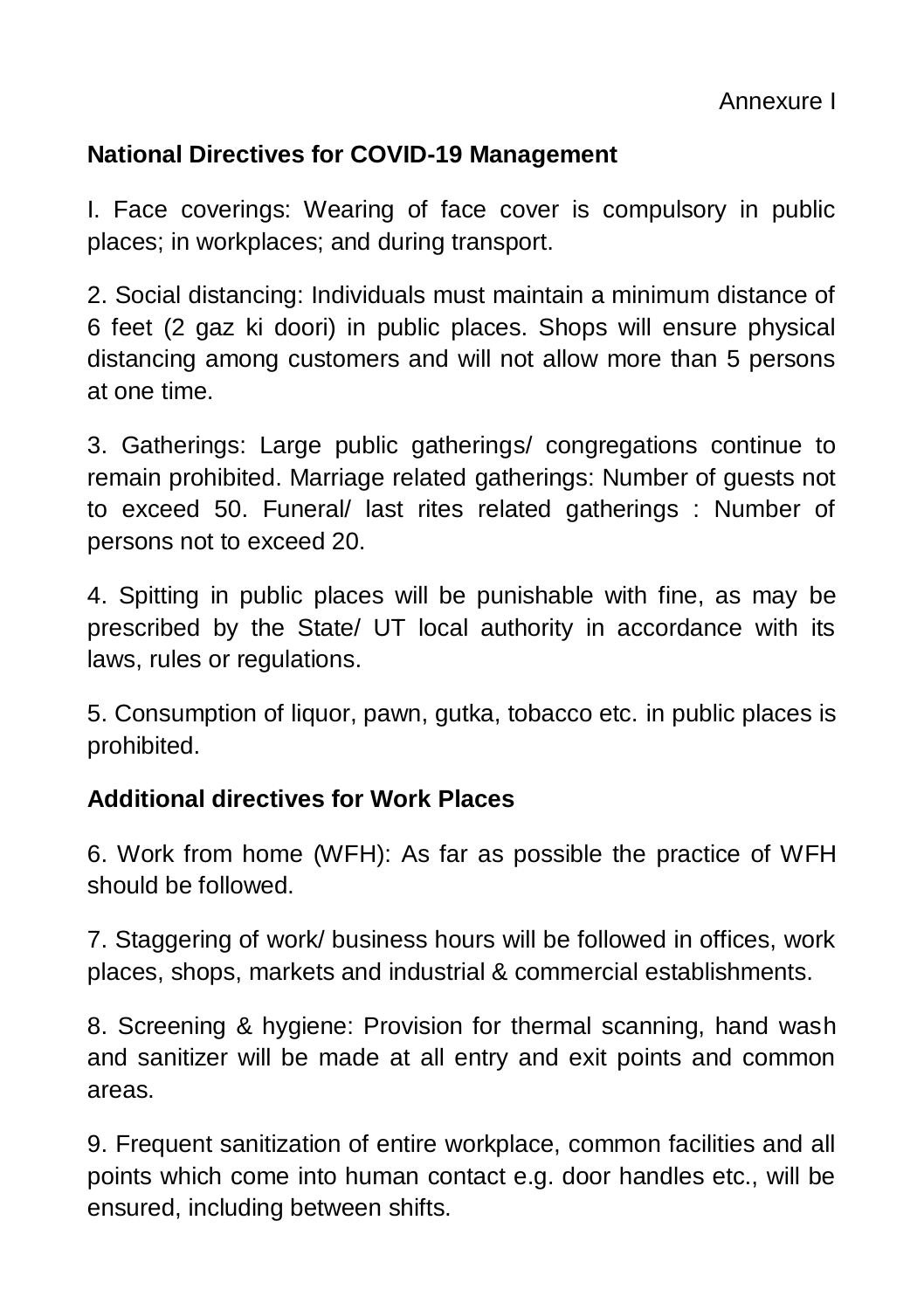Annexure I

**National Directives for COVID-19 Management**

I. Face coverings: Wearing of face cover is compulsory in public places; in workplaces; and during transport.

2. Social distancing: Individuals must maintain a minimum distance of 6 feet (2 gaz ki doori) in public places. Shops will ensure physical distancing among customers and will not allow more than 5 persons at one time.

3. Gatherings: Large public gatherings/ congregations continue to remain prohibited. Marriage related gatherings: Number of guests not to exceed 50. Funeral/ last rites related gatherings : Number of persons not to exceed 20.

4. Spitting in public places will be punishable with fine, as may be prescribed by the State/ UT local authority in accordance with its laws, rules or regulations.

5. Consumption of liquor, pawn, gutka, tobacco etc. in public places is prohibited.

**Additional directives for Work Places**

6. Work from home (WFH): As far as possible the practice of WFH should be followed.

7. Staggering of work/ business hours will be followed in offices, work places, shops, markets and industrial & commercial establishments.

8. Screening & hygiene: Provision for thermal scanning, hand wash and sanitizer will be made at all entry and exit points and common areas.

9. Frequent sanitization of entire workplace, common facilities and all points which come into human contact e.g. door handles etc., will be ensured, including between shifts.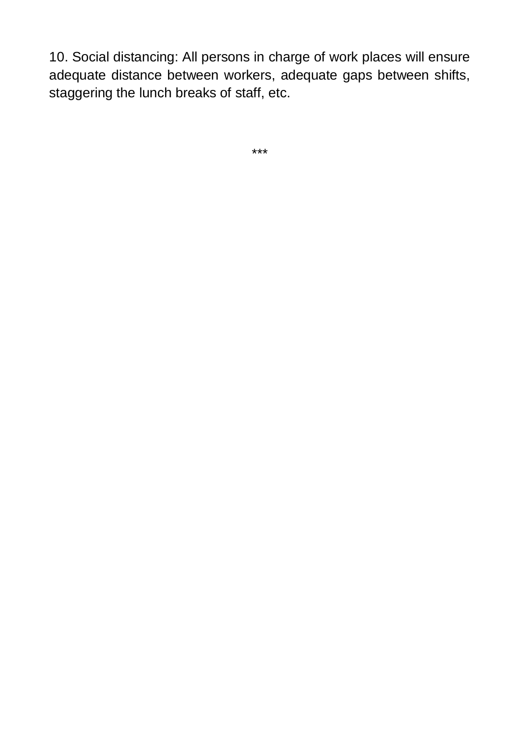10. Social distancing: All persons in charge of work places will ensure adequate distance between workers, adequate gaps between shifts, staggering the lunch breaks of staff, etc.

***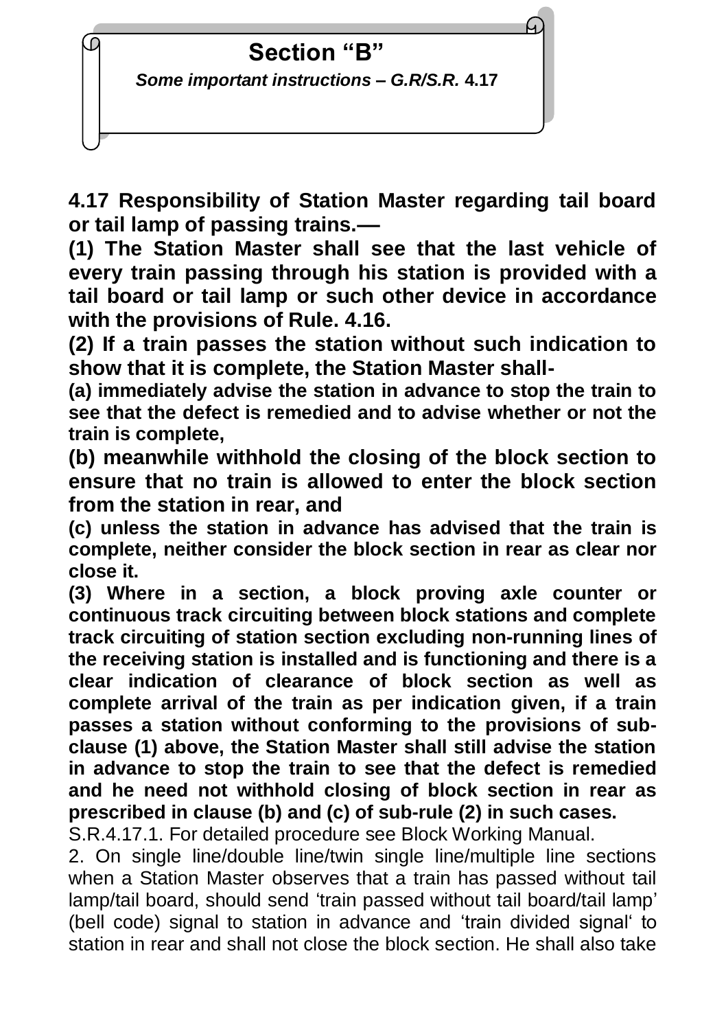## Section "B"

***Some important instructions – G.R/S.R.* 4.17**

**4.17 Responsibility of Station Master regarding tail board or tail lamp of passing trains.—**

**(1) The Station Master shall see that the last vehicle of every train passing through his station is provided with a tail board or tail lamp or such other device in accordance with the provisions of Rule. 4.16.**

**(2) If a train passes the station without such indication to show that it is complete, the Station Master shall-**

**(a) immediately advise the station in advance to stop the train to see that the defect is remedied and to advise whether or not the train is complete,**

**(b) meanwhile withhold the closing of the block section to ensure that no train is allowed to enter the block section from the station in rear, and**

**(c) unless the station in advance has advised that the train is complete, neither consider the block section in rear as clear nor close it.**

**(3) Where in a section, a block proving axle counter or continuous track circuiting between block stations and complete track circuiting of station section excluding non-running lines of the receiving station is installed and is functioning and there is a clear indication of clearance of block section as well as complete arrival of the train as per indication given, if a train passes a station without conforming to the provisions of sub-clause (1) above, the Station Master shall still advise the station in advance to stop the train to see that the defect is remedied and he need not withhold closing of block section in rear as prescribed in clause (b) and (c) of sub-rule (2) in such cases.**

S.R.4.17.1. For detailed procedure see Block Working Manual.

2. On single line/double line/twin single line/multiple line sections when a Station Master observes that a train has passed without tail lamp/tail board, should send 'train passed without tail board/tail lamp' (bell code) signal to station in advance and 'train divided signal' to station in rear and shall not close the block section. He shall also take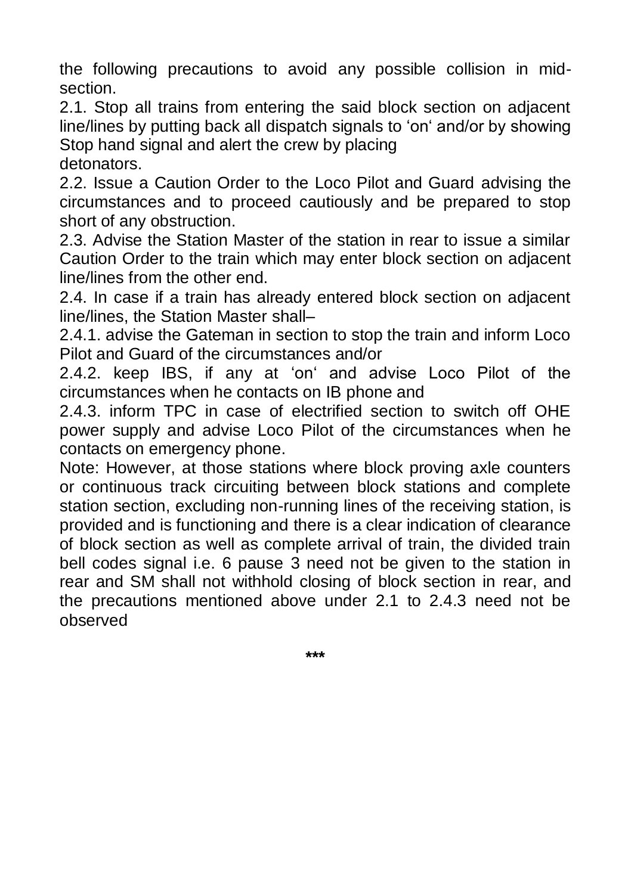the following precautions to avoid any possible collision in mid-section.

2.1. Stop all trains from entering the said block section on adjacent line/lines by putting back all dispatch signals to 'on' and/or by showing Stop hand signal and alert the crew by placing detonators.

2.2. Issue a Caution Order to the Loco Pilot and Guard advising the circumstances and to proceed cautiously and be prepared to stop short of any obstruction.

2.3. Advise the Station Master of the station in rear to issue a similar Caution Order to the train which may enter block section on adjacent line/lines from the other end.

2.4. In case if a train has already entered block section on adjacent line/lines, the Station Master shall–

2.4.1. advise the Gateman in section to stop the train and inform Loco Pilot and Guard of the circumstances and/or

2.4.2. keep IBS, if any at 'on' and advise Loco Pilot of the circumstances when he contacts on IB phone and

2.4.3. inform TPC in case of electrified section to switch off OHE power supply and advise Loco Pilot of the circumstances when he contacts on emergency phone.

Note: However, at those stations where block proving axle counters or continuous track circuiting between block stations and complete station section, excluding non-running lines of the receiving station, is provided and is functioning and there is a clear indication of clearance of block section as well as complete arrival of train, the divided train bell codes signal i.e. 6 pause 3 need not be given to the station in rear and SM shall not withhold closing of block section in rear, and the precautions mentioned above under 2.1 to 2.4.3 need not be observed

***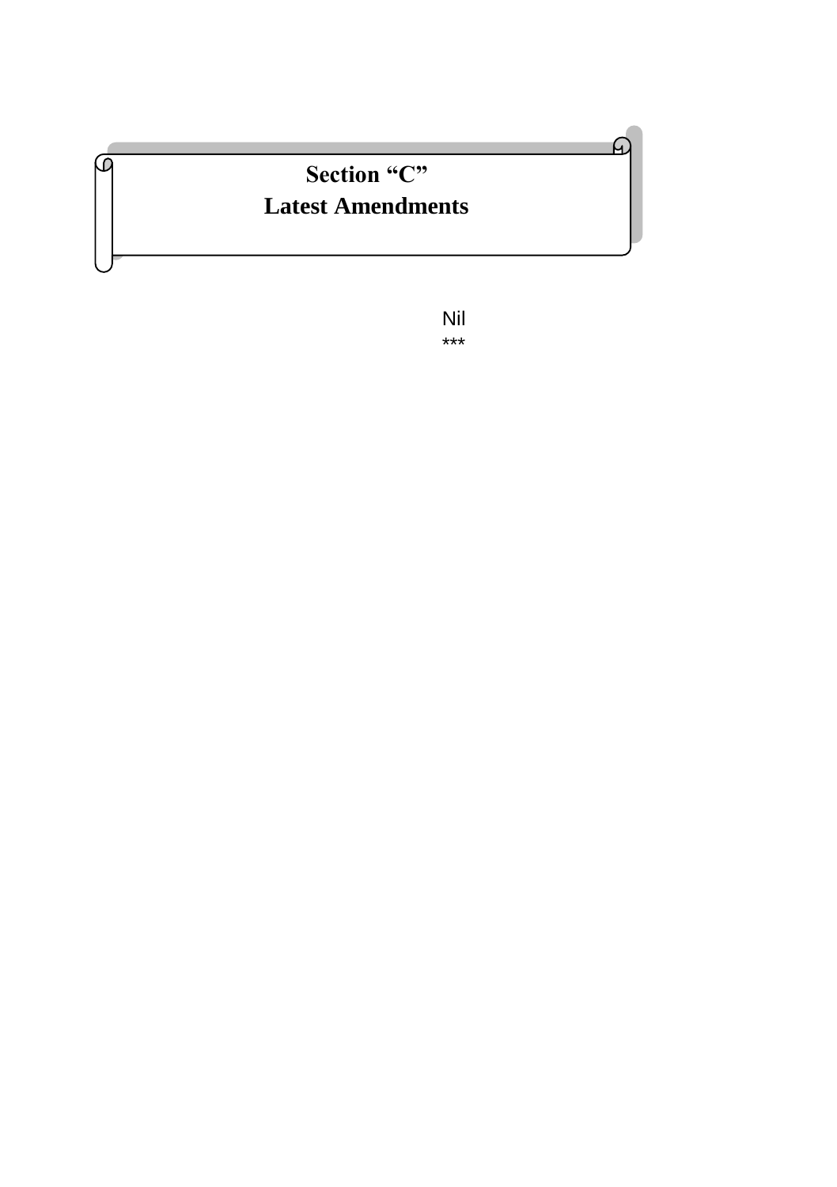# Section "C"
# Latest Amendments

Nil

***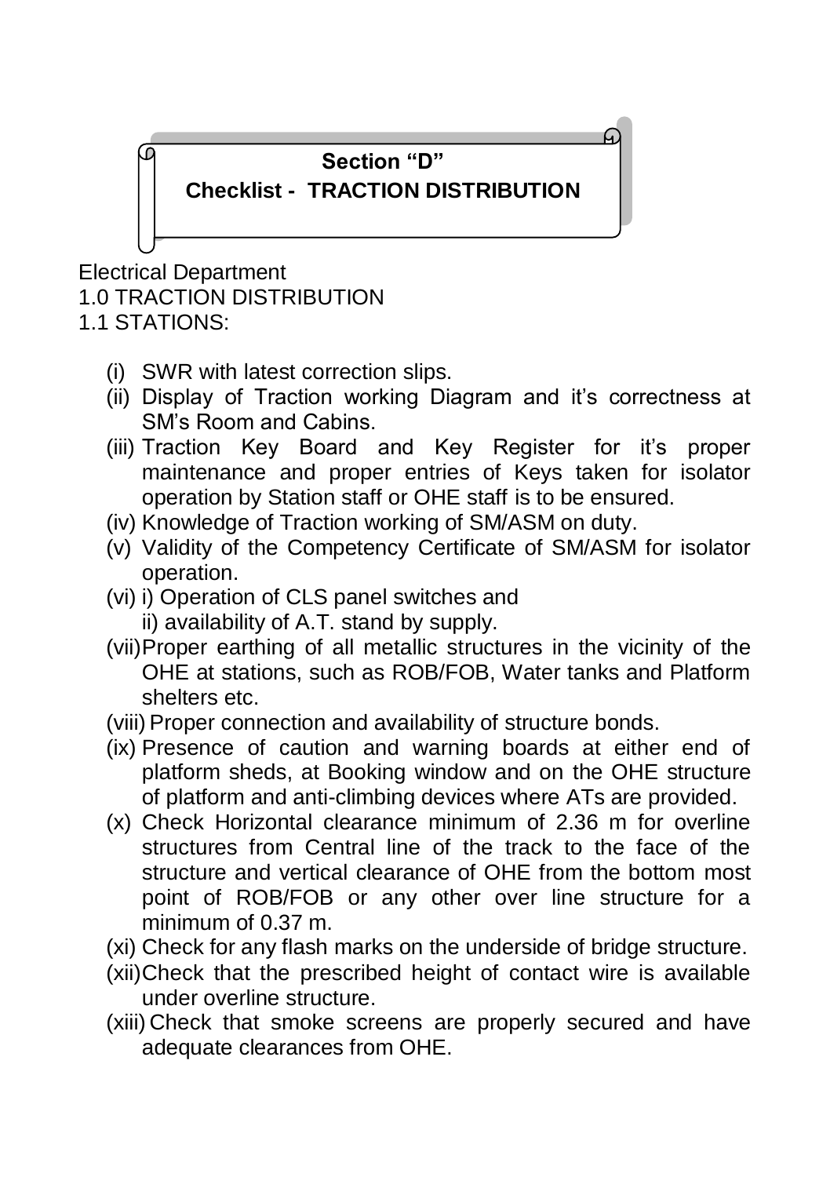# Section "D"

## Checklist - TRACTION DISTRIBUTION

Electrical Department

1.0 TRACTION DISTRIBUTION

1.1 STATIONS:

(i) SWR with latest correction slips.

(ii) Display of Traction working Diagram and it's correctness at SM's Room and Cabins.

(iii) Traction Key Board and Key Register for it's proper maintenance and proper entries of Keys taken for isolator operation by Station staff or OHE staff is to be ensured.

(iv) Knowledge of Traction working of SM/ASM on duty.

(v) Validity of the Competency Certificate of SM/ASM for isolator operation.

(vi) i) Operation of CLS panel switches and
ii) availability of A.T. stand by supply.

(vii) Proper earthing of all metallic structures in the vicinity of the OHE at stations, such as ROB/FOB, Water tanks and Platform shelters etc.

(viii) Proper connection and availability of structure bonds.

(ix) Presence of caution and warning boards at either end of platform sheds, at Booking window and on the OHE structure of platform and anti-climbing devices where ATs are provided.

(x) Check Horizontal clearance minimum of 2.36 m for overline structures from Central line of the track to the face of the structure and vertical clearance of OHE from the bottom most point of ROB/FOB or any other over line structure for a minimum of 0.37 m.

(xi) Check for any flash marks on the underside of bridge structure.

(xii) Check that the prescribed height of contact wire is available under overline structure.

(xiii) Check that smoke screens are properly secured and have adequate clearances from OHE.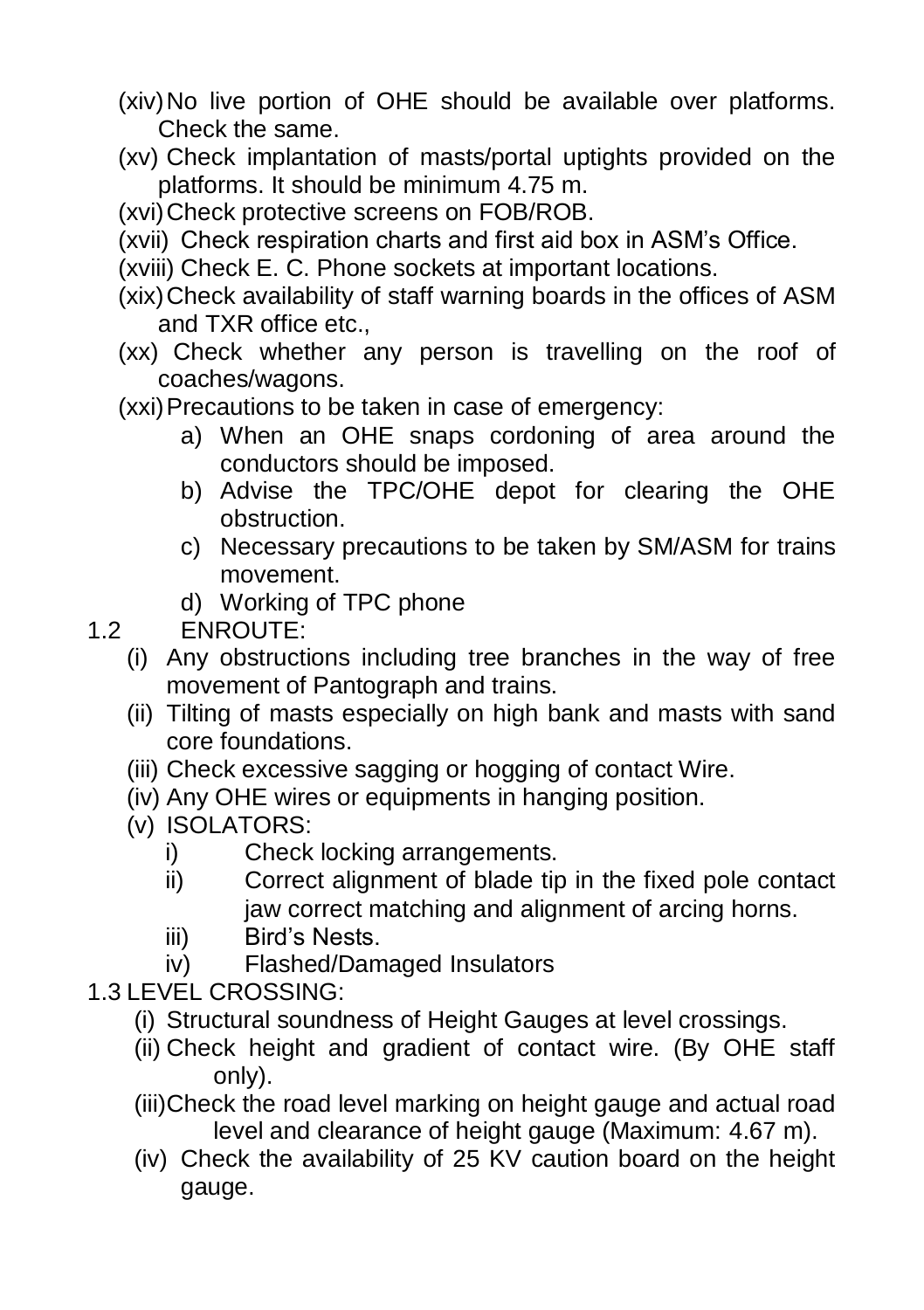(xiv) No live portion of OHE should be available over platforms. Check the same.

(xv) Check implantation of masts/portal uptights provided on the platforms. It should be minimum 4.75 m.

(xvi) Check protective screens on FOB/ROB.

(xvii) Check respiration charts and first aid box in ASM's Office.

(xviii) Check E. C. Phone sockets at important locations.

(xix) Check availability of staff warning boards in the offices of ASM and TXR office etc.,

(xx) Check whether any person is travelling on the roof of coaches/wagons.

(xxi) Precautions to be taken in case of emergency:

a) When an OHE snaps cordoning of area around the conductors should be imposed.

b) Advise the TPC/OHE depot for clearing the OHE obstruction.

c) Necessary precautions to be taken by SM/ASM for trains movement.

d) Working of TPC phone

## 1.2 ENROUTE:

(i) Any obstructions including tree branches in the way of free movement of Pantograph and trains.

(ii) Tilting of masts especially on high bank and masts with sand core foundations.

(iii) Check excessive sagging or hogging of contact Wire.

(iv) Any OHE wires or equipments in hanging position.

(v) ISOLATORS:

i) Check locking arrangements.

ii) Correct alignment of blade tip in the fixed pole contact jaw correct matching and alignment of arcing horns.

iii) Bird's Nests.

iv) Flashed/Damaged Insulators

## 1.3 LEVEL CROSSING:

(i) Structural soundness of Height Gauges at level crossings.

(ii) Check height and gradient of contact wire. (By OHE staff only).

(iii) Check the road level marking on height gauge and actual road level and clearance of height gauge (Maximum: 4.67 m).

(iv) Check the availability of 25 KV caution board on the height gauge.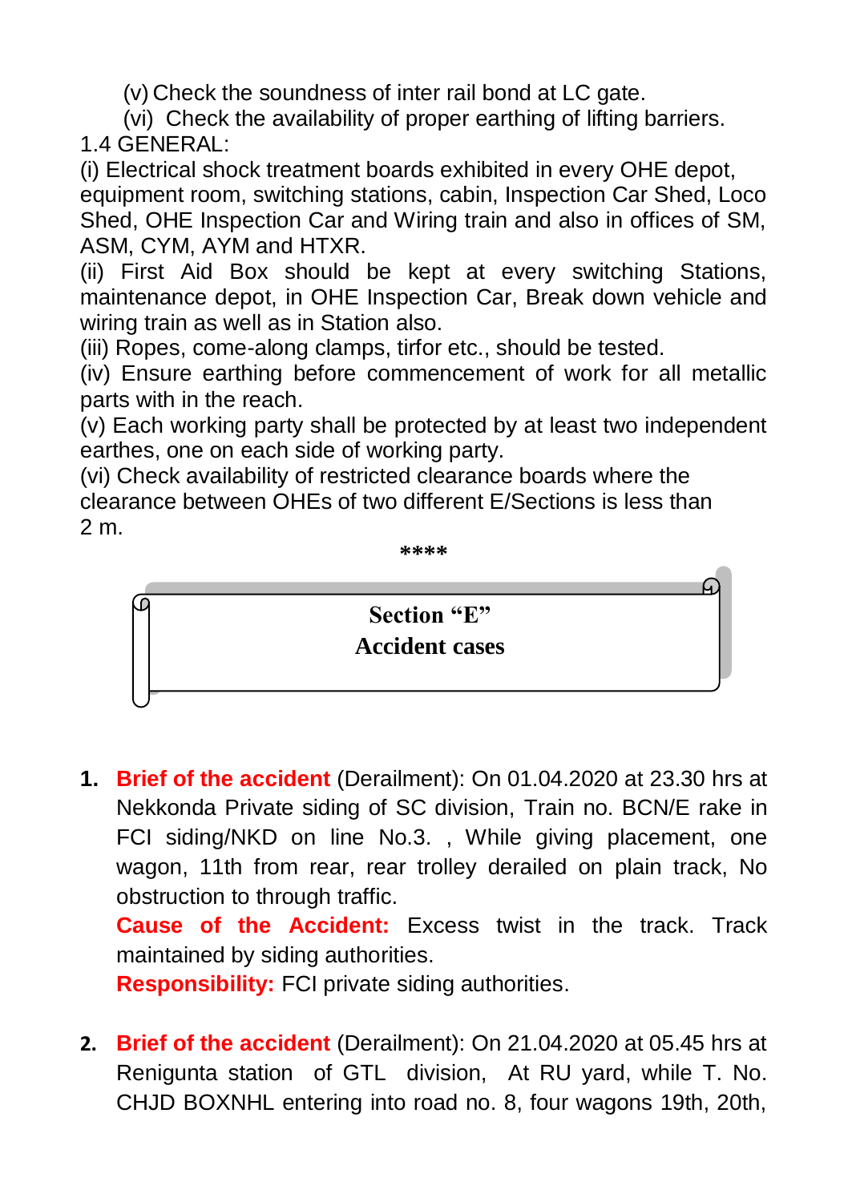(v) Check the soundness of inter rail bond at LC gate.

(vi) Check the availability of proper earthing of lifting barriers.

1.4 GENERAL:

(i) Electrical shock treatment boards exhibited in every OHE depot, equipment room, switching stations, cabin, Inspection Car Shed, Loco Shed, OHE Inspection Car and Wiring train and also in offices of SM, ASM, CYM, AYM and HTXR.

(ii) First Aid Box should be kept at every switching Stations, maintenance depot, in OHE Inspection Car, Break down vehicle and wiring train as well as in Station also.

(iii) Ropes, come-along clamps, tirfor etc., should be tested.

(iv) Ensure earthing before commencement of work for all metallic parts with in the reach.

(v) Each working party shall be protected by at least two independent earthes, one on each side of working party.

(vi) Check availability of restricted clearance boards where the clearance between OHEs of two different E/Sections is less than 2 m.

****

# Section "E"
# Accident cases

1. **Brief of the accident** (Derailment): On 01.04.2020 at 23.30 hrs at Nekkonda Private siding of SC division, Train no. BCN/E rake in FCI siding/NKD on line No.3. , While giving placement, one wagon, 11th from rear, rear trolley derailed on plain track, No obstruction to through traffic.

   **Cause of the Accident:** Excess twist in the track. Track maintained by siding authorities.

   **Responsibility:** FCI private siding authorities.

2. **Brief of the accident** (Derailment): On 21.04.2020 at 05.45 hrs at Renigunta station of GTL division, At RU yard, while T. No. CHJD BOXNHL entering into road no. 8, four wagons 19th, 20th,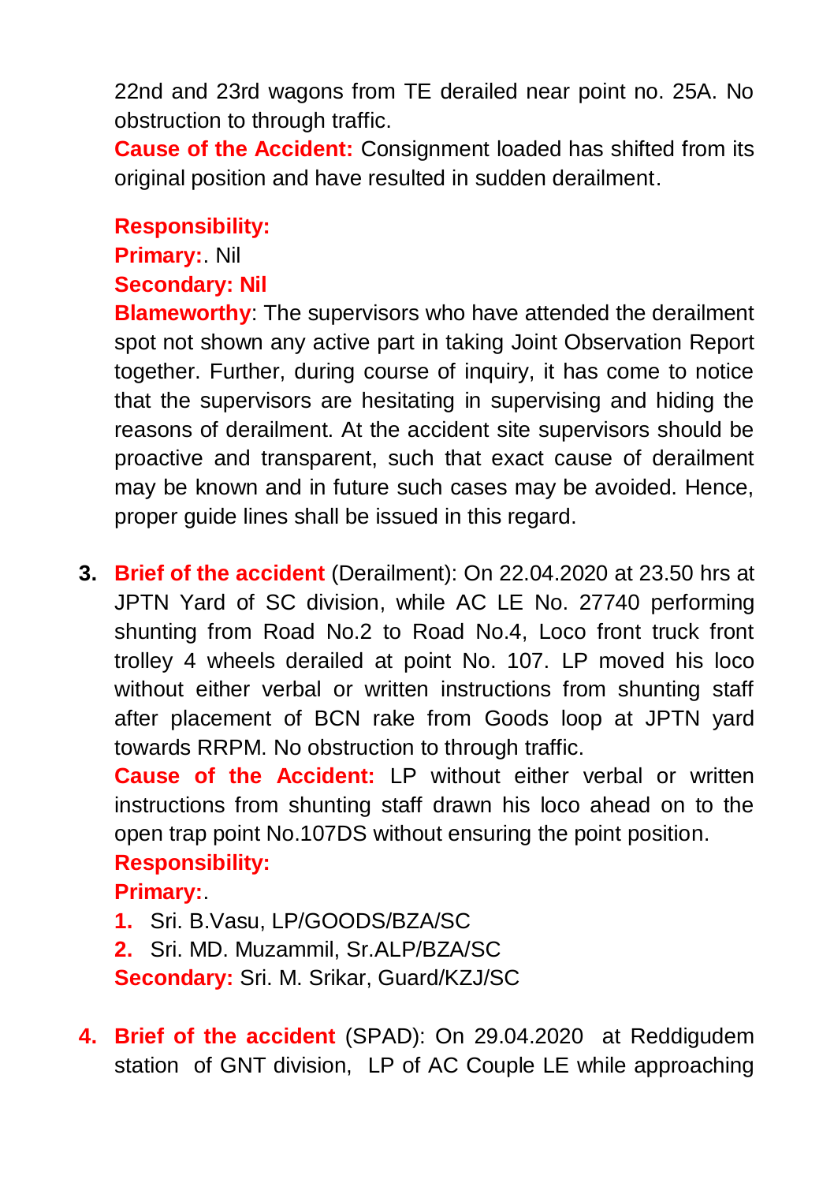22nd and 23rd wagons from TE derailed near point no. 25A. No obstruction to through traffic.

**Cause of the Accident:** Consignment loaded has shifted from its original position and have resulted in sudden derailment.

**Responsibility:**

**Primary:**. Nil

**Secondary: Nil**

**Blameworthy**: The supervisors who have attended the derailment spot not shown any active part in taking Joint Observation Report together. Further, during course of inquiry, it has come to notice that the supervisors are hesitating in supervising and hiding the reasons of derailment. At the accident site supervisors should be proactive and transparent, such that exact cause of derailment may be known and in future such cases may be avoided. Hence, proper guide lines shall be issued in this regard.

3. **Brief of the accident** (Derailment): On 22.04.2020 at 23.50 hrs at JPTN Yard of SC division, while AC LE No. 27740 performing shunting from Road No.2 to Road No.4, Loco front truck front trolley 4 wheels derailed at point No. 107. LP moved his loco without either verbal or written instructions from shunting staff after placement of BCN rake from Goods loop at JPTN yard towards RRPM. No obstruction to through traffic.

   **Cause of the Accident:** LP without either verbal or written instructions from shunting staff drawn his loco ahead on to the open trap point No.107DS without ensuring the point position.

   **Responsibility:**

   **Primary:**.

   1. Sri. B.Vasu, LP/GOODS/BZA/SC
   2. Sri. MD. Muzammil, Sr.ALP/BZA/SC

   **Secondary:** Sri. M. Srikar, Guard/KZJ/SC

4. **Brief of the accident** (SPAD): On 29.04.2020 at Reddigudem station of GNT division, LP of AC Couple LE while approaching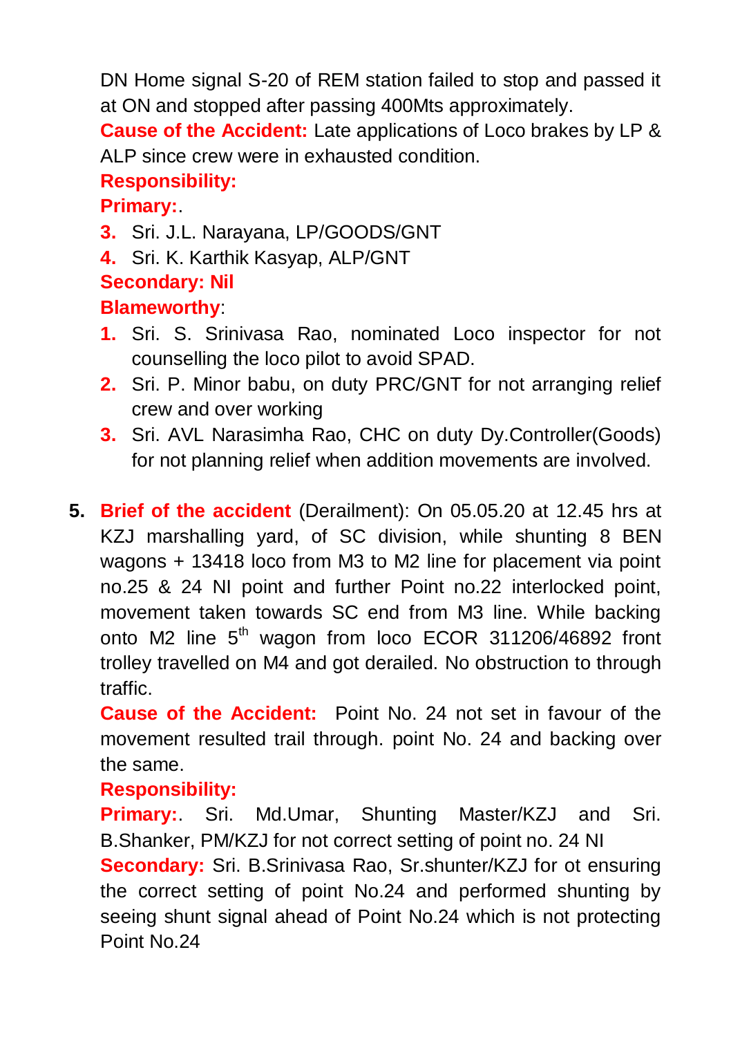DN Home signal S-20 of REM station failed to stop and passed it at ON and stopped after passing 400Mts approximately.

**Cause of the Accident:** Late applications of Loco brakes by LP & ALP since crew were in exhausted condition.

**Responsibility:**

**Primary:**.

3. Sri. J.L. Narayana, LP/GOODS/GNT
4. Sri. K. Karthik Kasyap, ALP/GNT

**Secondary: Nil**

**Blameworthy**:

1. Sri. S. Srinivasa Rao, nominated Loco inspector for not counselling the loco pilot to avoid SPAD.
2. Sri. P. Minor babu, on duty PRC/GNT for not arranging relief crew and over working
3. Sri. AVL Narasimha Rao, CHC on duty Dy.Controller(Goods) for not planning relief when addition movements are involved.

5. **Brief of the accident** (Derailment): On 05.05.20 at 12.45 hrs at KZJ marshalling yard, of SC division, while shunting 8 BEN wagons + 13418 loco from M3 to M2 line for placement via point no.25 & 24 NI point and further Point no.22 interlocked point, movement taken towards SC end from M3 line. While backing onto M2 line 5th wagon from loco ECOR 311206/46892 front trolley travelled on M4 and got derailed. No obstruction to through traffic.

   **Cause of the Accident:** Point No. 24 not set in favour of the movement resulted trail through. point No. 24 and backing over the same.

   **Responsibility:**

   **Primary:**. Sri. Md.Umar, Shunting Master/KZJ and Sri. B.Shanker, PM/KZJ for not correct setting of point no. 24 NI

   **Secondary:** Sri. B.Srinivasa Rao, Sr.shunter/KZJ for ot ensuring the correct setting of point No.24 and performed shunting by seeing shunt signal ahead of Point No.24 which is not protecting Point No.24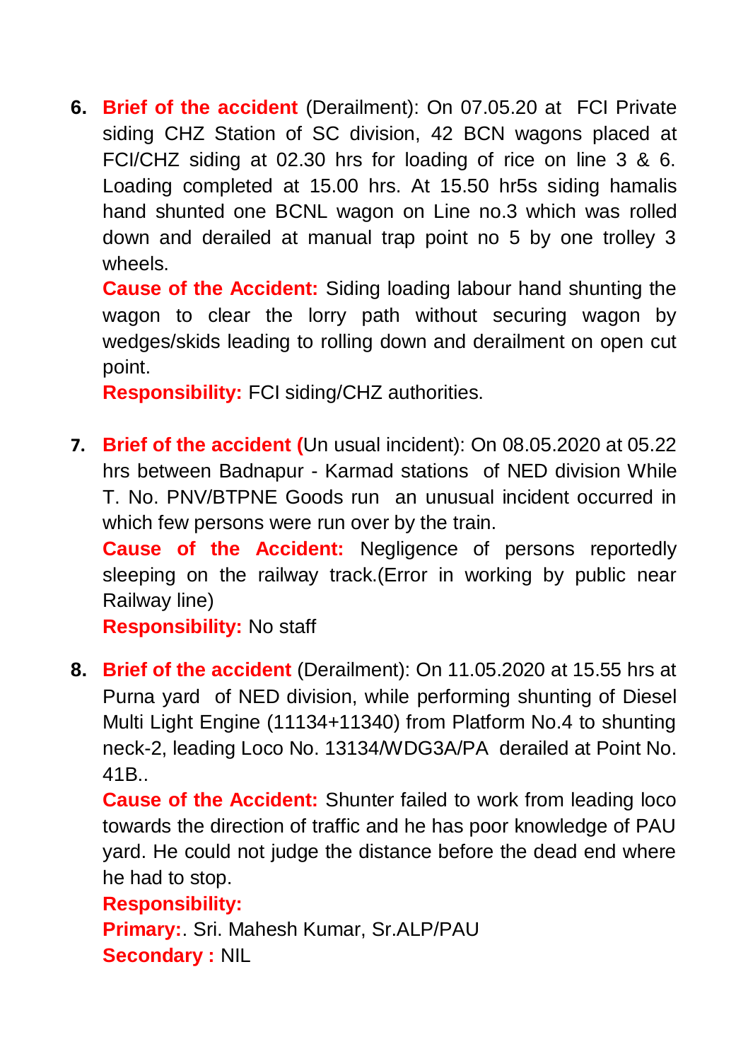6. **Brief of the accident** (Derailment): On 07.05.20 at FCI Private siding CHZ Station of SC division, 42 BCN wagons placed at FCI/CHZ siding at 02.30 hrs for loading of rice on line 3 & 6. Loading completed at 15.00 hrs. At 15.50 hr5s siding hamalis hand shunted one BCNL wagon on Line no.3 which was rolled down and derailed at manual trap point no 5 by one trolley 3 wheels.

   **Cause of the Accident:** Siding loading labour hand shunting the wagon to clear the lorry path without securing wagon by wedges/skids leading to rolling down and derailment on open cut point.

   **Responsibility:** FCI siding/CHZ authorities.

7. **Brief of the accident (**Un usual incident): On 08.05.2020 at 05.22 hrs between Badnapur - Karmad stations of NED division While T. No. PNV/BTPNE Goods run an unusual incident occurred in which few persons were run over by the train.

   **Cause of the Accident:** Negligence of persons reportedly sleeping on the railway track.(Error in working by public near Railway line)

   **Responsibility:** No staff

8. **Brief of the accident** (Derailment): On 11.05.2020 at 15.55 hrs at Purna yard of NED division, while performing shunting of Diesel Multi Light Engine (11134+11340) from Platform No.4 to shunting neck-2, leading Loco No. 13134/WDG3A/PA derailed at Point No. 41B..

   **Cause of the Accident:** Shunter failed to work from leading loco towards the direction of traffic and he has poor knowledge of PAU yard. He could not judge the distance before the dead end where he had to stop.

   **Responsibility:**

   **Primary:**. Sri. Mahesh Kumar, Sr.ALP/PAU

   **Secondary :** NIL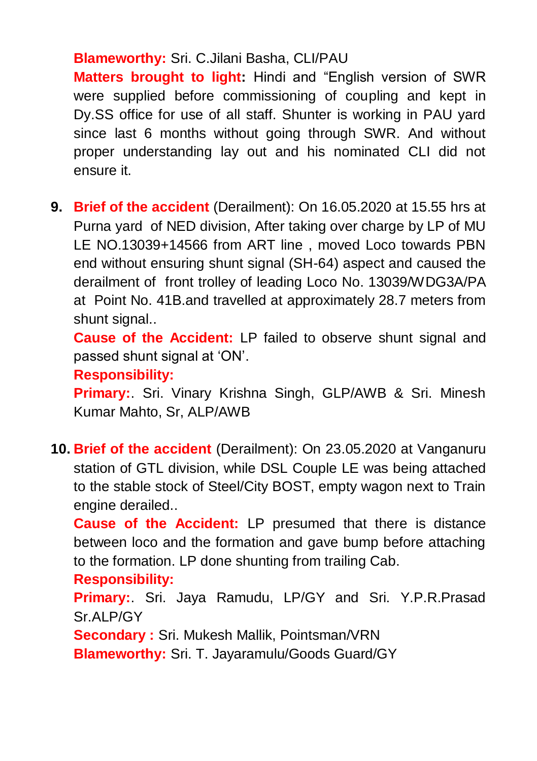**Blameworthy:** Sri. C.Jilani Basha, CLI/PAU

**Matters brought to light:** Hindi and "English version of SWR were supplied before commissioning of coupling and kept in Dy.SS office for use of all staff. Shunter is working in PAU yard since last 6 months without going through SWR. And without proper understanding lay out and his nominated CLI did not ensure it.

9. **Brief of the accident** (Derailment): On 16.05.2020 at 15.55 hrs at Purna yard of NED division, After taking over charge by LP of MU LE NO.13039+14566 from ART line , moved Loco towards PBN end without ensuring shunt signal (SH-64) aspect and caused the derailment of front trolley of leading Loco No. 13039/WDG3A/PA at Point No. 41B.and travelled at approximately 28.7 meters from shunt signal..

   **Cause of the Accident:** LP failed to observe shunt signal and passed shunt signal at 'ON'.

   **Responsibility:**

   **Primary:**. Sri. Vinary Krishna Singh, GLP/AWB & Sri. Minesh Kumar Mahto, Sr, ALP/AWB

10. **Brief of the accident** (Derailment): On 23.05.2020 at Vanganuru station of GTL division, while DSL Couple LE was being attached to the stable stock of Steel/City BOST, empty wagon next to Train engine derailed..

    **Cause of the Accident:** LP presumed that there is distance between loco and the formation and gave bump before attaching to the formation. LP done shunting from trailing Cab.

    **Responsibility:**

    **Primary:**. Sri. Jaya Ramudu, LP/GY and Sri. Y.P.R.Prasad Sr.ALP/GY

    **Secondary :** Sri. Mukesh Mallik, Pointsman/VRN

    **Blameworthy:** Sri. T. Jayaramulu/Goods Guard/GY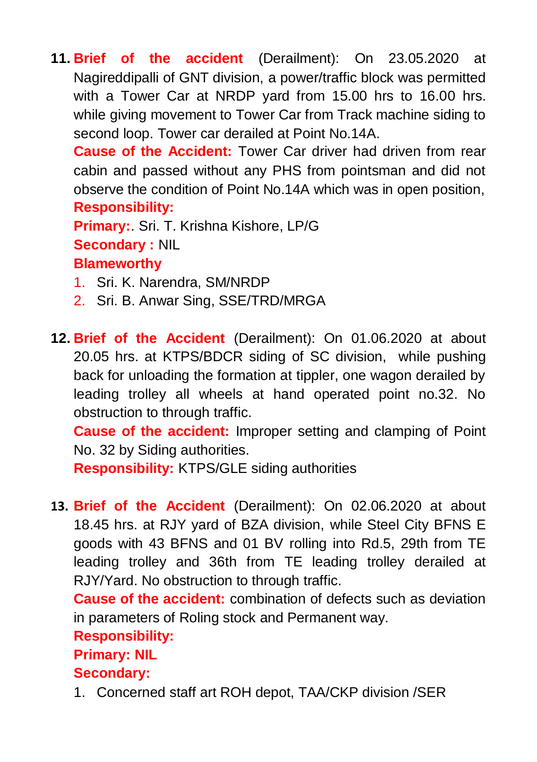11. **Brief of the accident** (Derailment): On 23.05.2020 at Nagireddipalli of GNT division, a power/traffic block was permitted with a Tower Car at NRDP yard from 15.00 hrs to 16.00 hrs. while giving movement to Tower Car from Track machine siding to second loop. Tower car derailed at Point No.14A.

    **Cause of the Accident:** Tower Car driver had driven from rear cabin and passed without any PHS from pointsman and did not observe the condition of Point No.14A which was in open position,

    **Responsibility:**

    **Primary:**. Sri. T. Krishna Kishore, LP/G

    **Secondary :** NIL

    **Blameworthy**

    1. Sri. K. Narendra, SM/NRDP
    2. Sri. B. Anwar Sing, SSE/TRD/MRGA

12. **Brief of the Accident** (Derailment): On 01.06.2020 at about 20.05 hrs. at KTPS/BDCR siding of SC division, while pushing back for unloading the formation at tippler, one wagon derailed by leading trolley all wheels at hand operated point no.32. No obstruction to through traffic.

    **Cause of the accident:** Improper setting and clamping of Point No. 32 by Siding authorities.

    **Responsibility:** KTPS/GLE siding authorities

13. **Brief of the Accident** (Derailment): On 02.06.2020 at about 18.45 hrs. at RJY yard of BZA division, while Steel City BFNS E goods with 43 BFNS and 01 BV rolling into Rd.5, 29th from TE leading trolley and 36th from TE leading trolley derailed at RJY/Yard. No obstruction to through traffic.

    **Cause of the accident:** combination of defects such as deviation in parameters of Roling stock and Permanent way.

    **Responsibility:**

    **Primary: NIL**

    **Secondary:**

    1. Concerned staff art ROH depot, TAA/CKP division /SER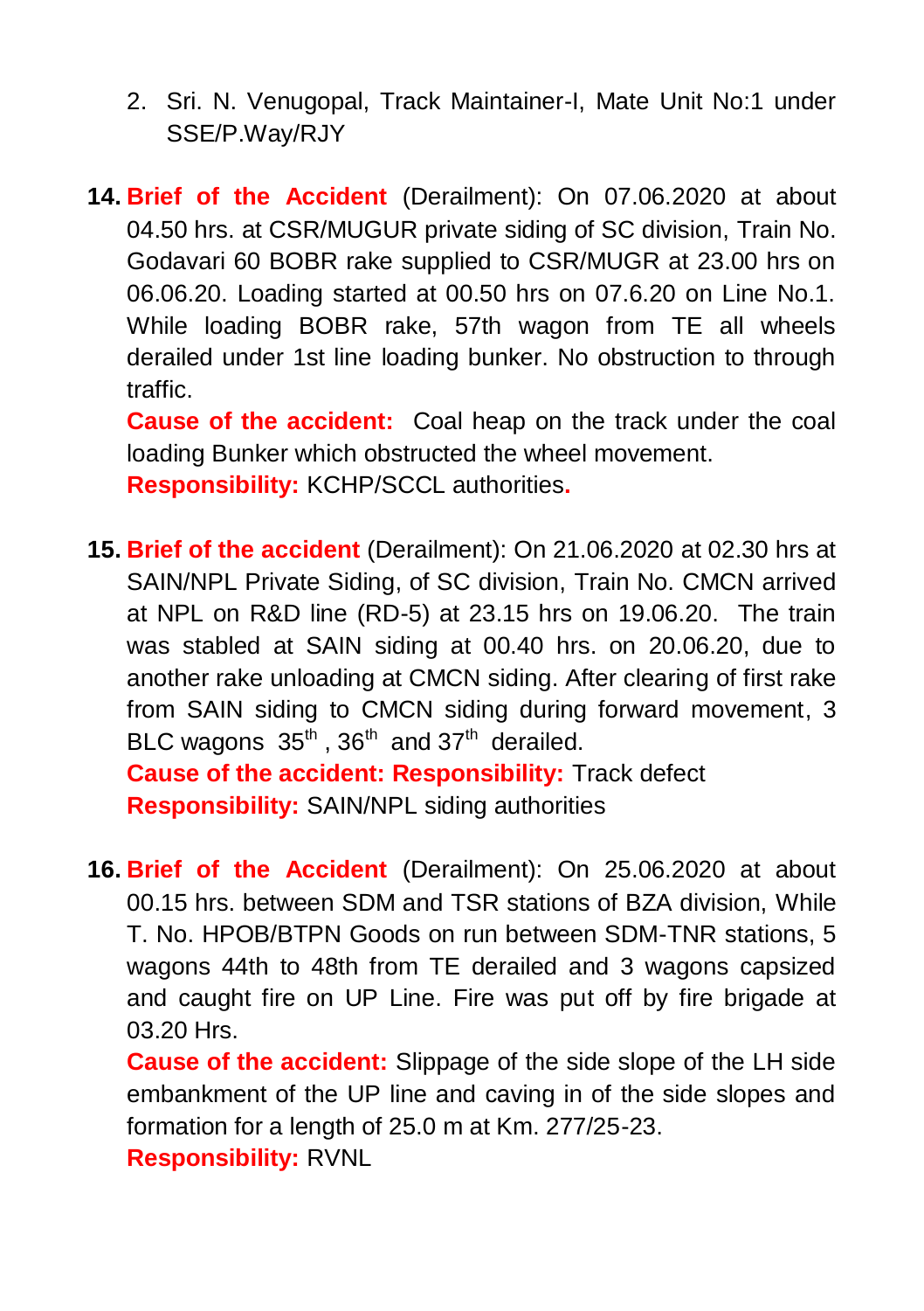2. Sri. N. Venugopal, Track Maintainer-I, Mate Unit No:1 under SSE/P.Way/RJY

14. **Brief of the Accident** (Derailment): On 07.06.2020 at about 04.50 hrs. at CSR/MUGUR private siding of SC division, Train No. Godavari 60 BOBR rake supplied to CSR/MUGR at 23.00 hrs on 06.06.20. Loading started at 00.50 hrs on 07.6.20 on Line No.1. While loading BOBR rake, 57th wagon from TE all wheels derailed under 1st line loading bunker. No obstruction to through traffic.

    **Cause of the accident:** Coal heap on the track under the coal loading Bunker which obstructed the wheel movement.

    **Responsibility:** KCHP/SCCL authorities**.**

15. **Brief of the accident** (Derailment): On 21.06.2020 at 02.30 hrs at SAIN/NPL Private Siding, of SC division, Train No. CMCN arrived at NPL on R&D line (RD-5) at 23.15 hrs on 19.06.20. The train was stabled at SAIN siding at 00.40 hrs. on 20.06.20, due to another rake unloading at CMCN siding. After clearing of first rake from SAIN siding to CMCN siding during forward movement, 3 BLC wagons 35th, 36th and 37th derailed.

    **Cause of the accident: Responsibility:** Track defect

    **Responsibility:** SAIN/NPL siding authorities

16. **Brief of the Accident** (Derailment): On 25.06.2020 at about 00.15 hrs. between SDM and TSR stations of BZA division, While T. No. HPOB/BTPN Goods on run between SDM-TNR stations, 5 wagons 44th to 48th from TE derailed and 3 wagons capsized and caught fire on UP Line. Fire was put off by fire brigade at 03.20 Hrs.

    **Cause of the accident:** Slippage of the side slope of the LH side embankment of the UP line and caving in of the side slopes and formation for a length of 25.0 m at Km. 277/25-23.

    **Responsibility:** RVNL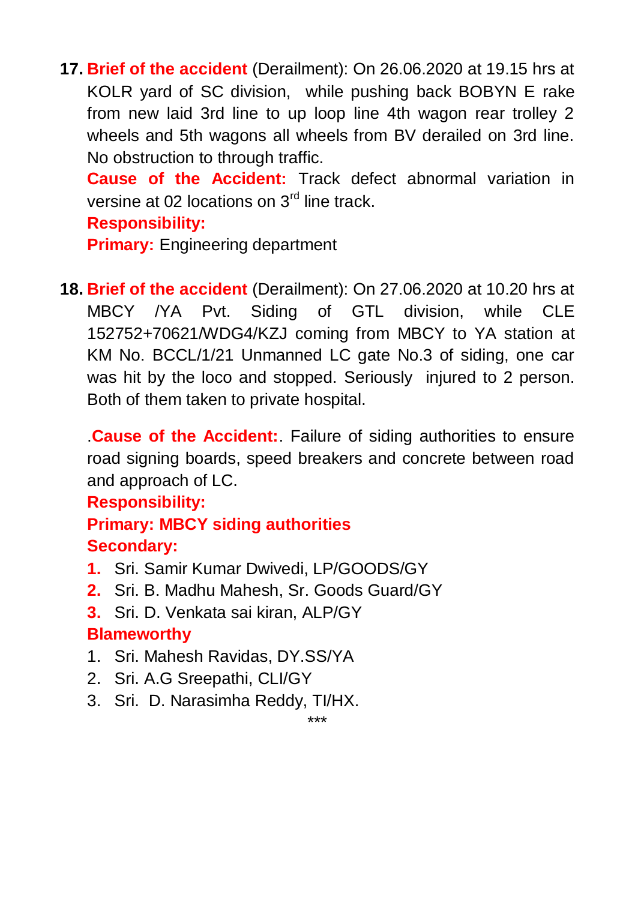17. **Brief of the accident** (Derailment): On 26.06.2020 at 19.15 hrs at KOLR yard of SC division, while pushing back BOBYN E rake from new laid 3rd line to up loop line 4th wagon rear trolley 2 wheels and 5th wagons all wheels from BV derailed on 3rd line. No obstruction to through traffic.

    **Cause of the Accident:** Track defect abnormal variation in versine at 02 locations on 3rd line track.

    **Responsibility:**

    **Primary:** Engineering department

18. **Brief of the accident** (Derailment): On 27.06.2020 at 10.20 hrs at MBCY /YA Pvt. Siding of GTL division, while CLE 152752+70621/WDG4/KZJ coming from MBCY to YA station at KM No. BCCL/1/21 Unmanned LC gate No.3 of siding, one car was hit by the loco and stopped. Seriously injured to 2 person. Both of them taken to private hospital.

    .**Cause of the Accident:**. Failure of siding authorities to ensure road signing boards, speed breakers and concrete between road and approach of LC.

    **Responsibility:**

    **Primary: MBCY siding authorities**

    **Secondary:**

    1. Sri. Samir Kumar Dwivedi, LP/GOODS/GY
    2. Sri. B. Madhu Mahesh, Sr. Goods Guard/GY
    3. Sri. D. Venkata sai kiran, ALP/GY

    **Blameworthy**

    1. Sri. Mahesh Ravidas, DY.SS/YA
    2. Sri. A.G Sreepathi, CLI/GY
    3. Sri. D. Narasimha Reddy, TI/HX.

***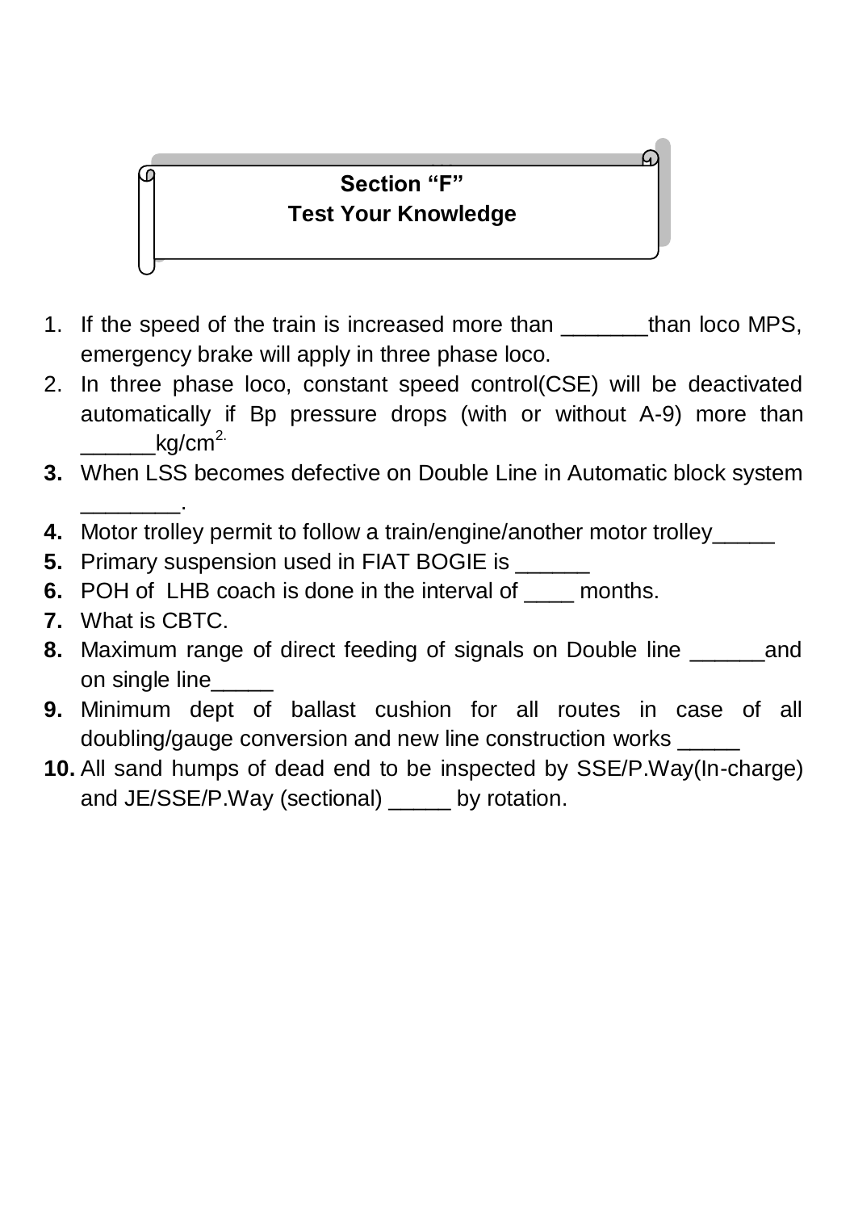## Section "F"
## Test Your Knowledge

1. If the speed of the train is increased more than _______than loco MPS, emergency brake will apply in three phase loco.
2. In three phase loco, constant speed control(CSE) will be deactivated automatically if Bp pressure drops (with or without A-9) more than ______kg/cm$^{2.}$
3. When LSS becomes defective on Double Line in Automatic block system ________.
4. Motor trolley permit to follow a train/engine/another motor trolley_____
5. Primary suspension used in FIAT BOGIE is ______
6. POH of LHB coach is done in the interval of ____ months.
7. What is CBTC.
8. Maximum range of direct feeding of signals on Double line ______and on single line_____
9. Minimum dept of ballast cushion for all routes in case of all doubling/gauge conversion and new line construction works _____
10. All sand humps of dead end to be inspected by SSE/P.Way(In-charge) and JE/SSE/P.Way (sectional) _____ by rotation.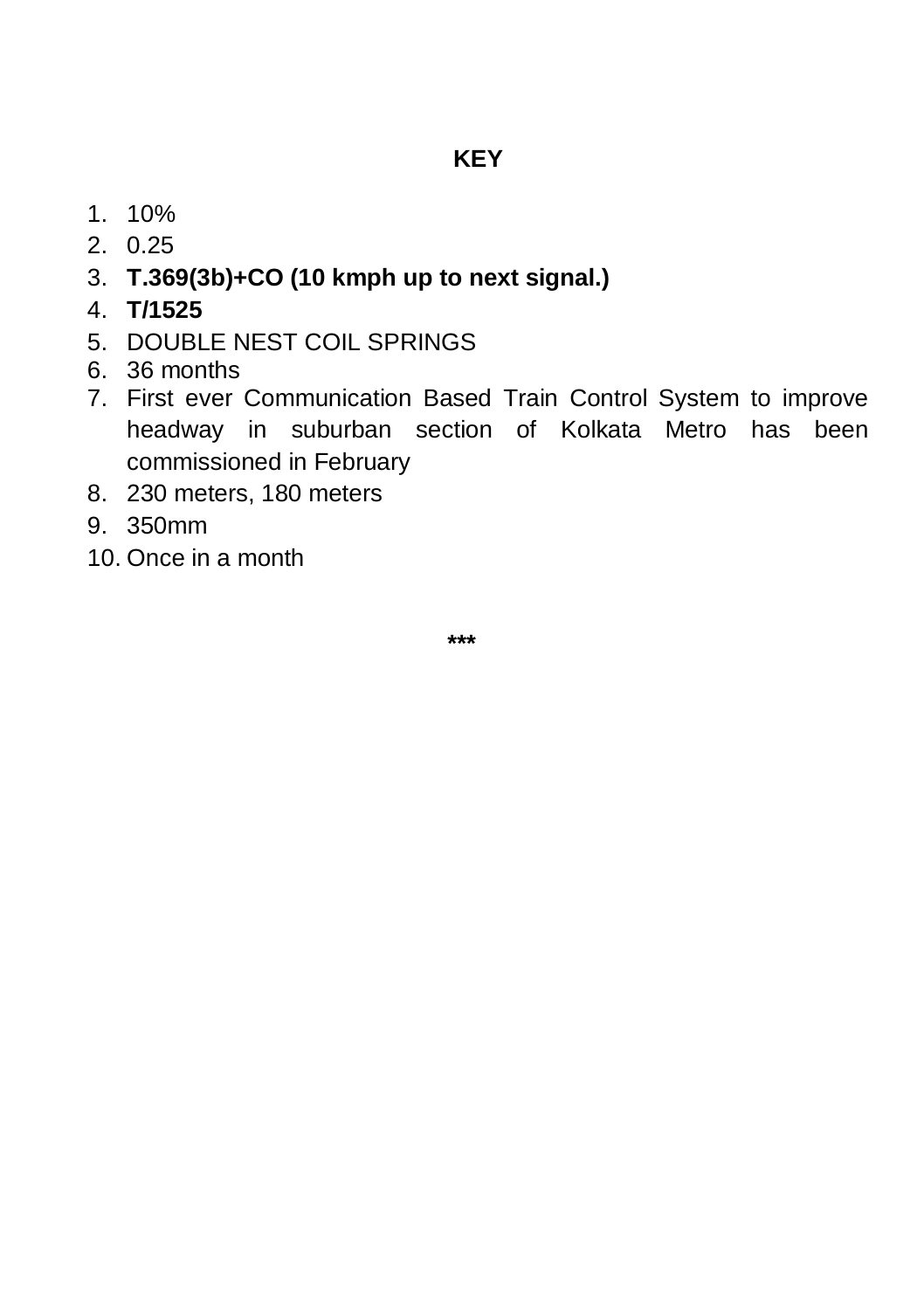**KEY**

1. 10%
2. 0.25
3. **T.369(3b)+CO (10 kmph up to next signal.)**
4. **T/1525**
5. DOUBLE NEST COIL SPRINGS
6. 36 months
7. First ever Communication Based Train Control System to improve headway in suburban section of Kolkata Metro has been commissioned in February
8. 230 meters, 180 meters
9. 350mm
10. Once in a month

***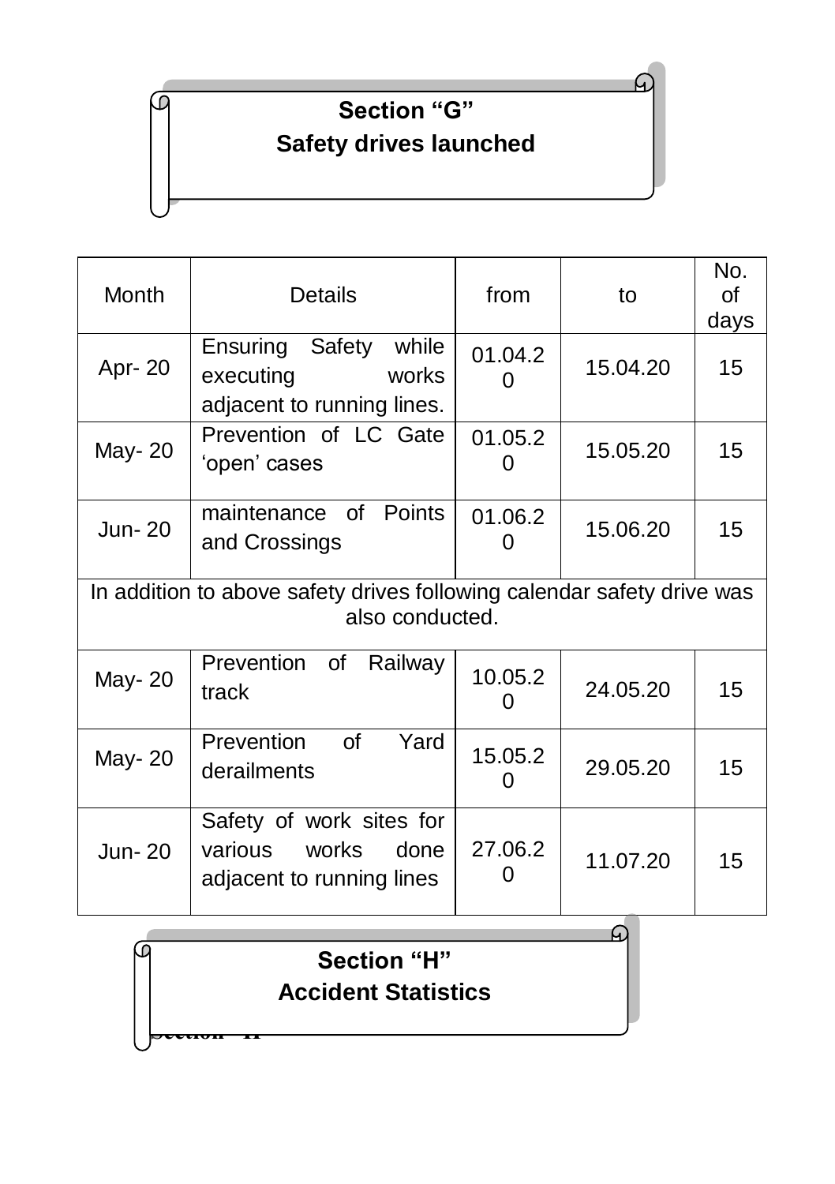## Section "G"
## Safety drives launched

| Month | Details | from | to | No. of days |
|---|---|---|---|---|
| Apr- 20 | Ensuring Safety while executing works adjacent to running lines. | 01.04.20 | 15.04.20 | 15 |
| May- 20 | Prevention of LC Gate 'open' cases | 01.05.20 | 15.05.20 | 15 |
| Jun- 20 | maintenance of Points and Crossings | 01.06.20 | 15.06.20 | 15 |
| In addition to above safety drives following calendar safety drive was also conducted. | | | | |
| May- 20 | Prevention of Railway track | 10.05.20 | 24.05.20 | 15 |
| May- 20 | Prevention of Yard derailments | 15.05.20 | 29.05.20 | 15 |
| Jun- 20 | Safety of work sites for various works done adjacent to running lines | 27.06.20 | 11.07.20 | 15 |

## Section "H"
## Accident Statistics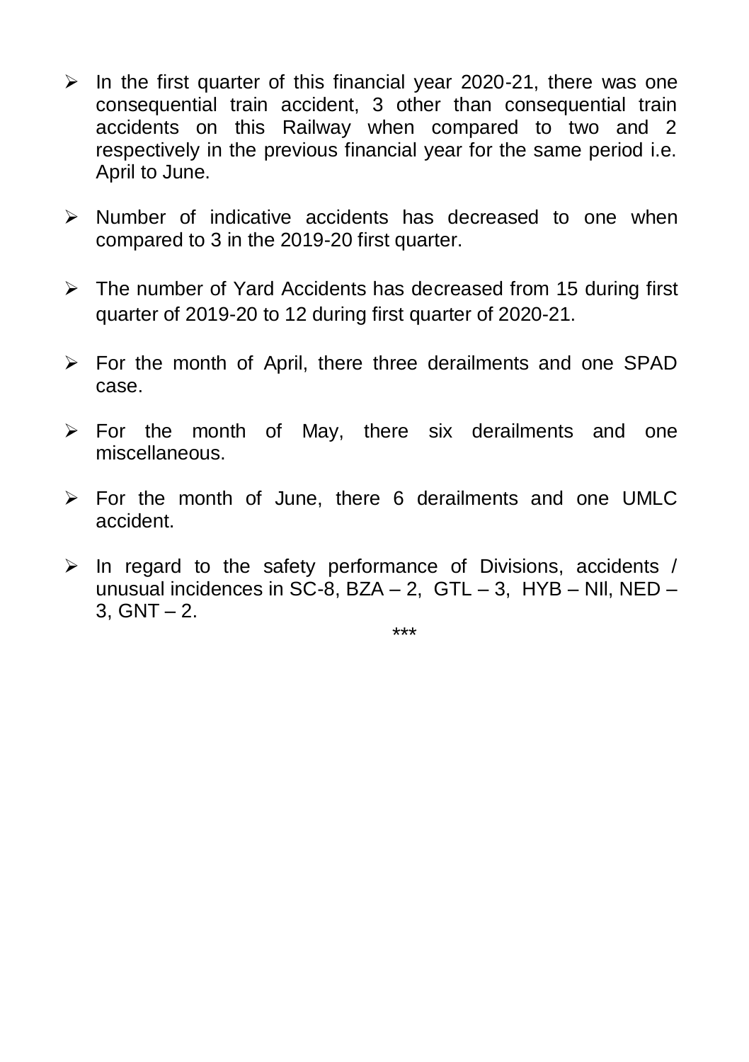- In the first quarter of this financial year 2020-21, there was one consequential train accident, 3 other than consequential train accidents on this Railway when compared to two and 2 respectively in the previous financial year for the same period i.e. April to June.

- Number of indicative accidents has decreased to one when compared to 3 in the 2019-20 first quarter.

- The number of Yard Accidents has decreased from 15 during first quarter of 2019-20 to 12 during first quarter of 2020-21.

- For the month of April, there three derailments and one SPAD case.

- For the month of May, there six derailments and one miscellaneous.

- For the month of June, there 6 derailments and one UMLC accident.

- In regard to the safety performance of Divisions, accidents / unusual incidences in SC-8, BZA – 2, GTL – 3, HYB – NIl, NED – 3, GNT – 2.

***